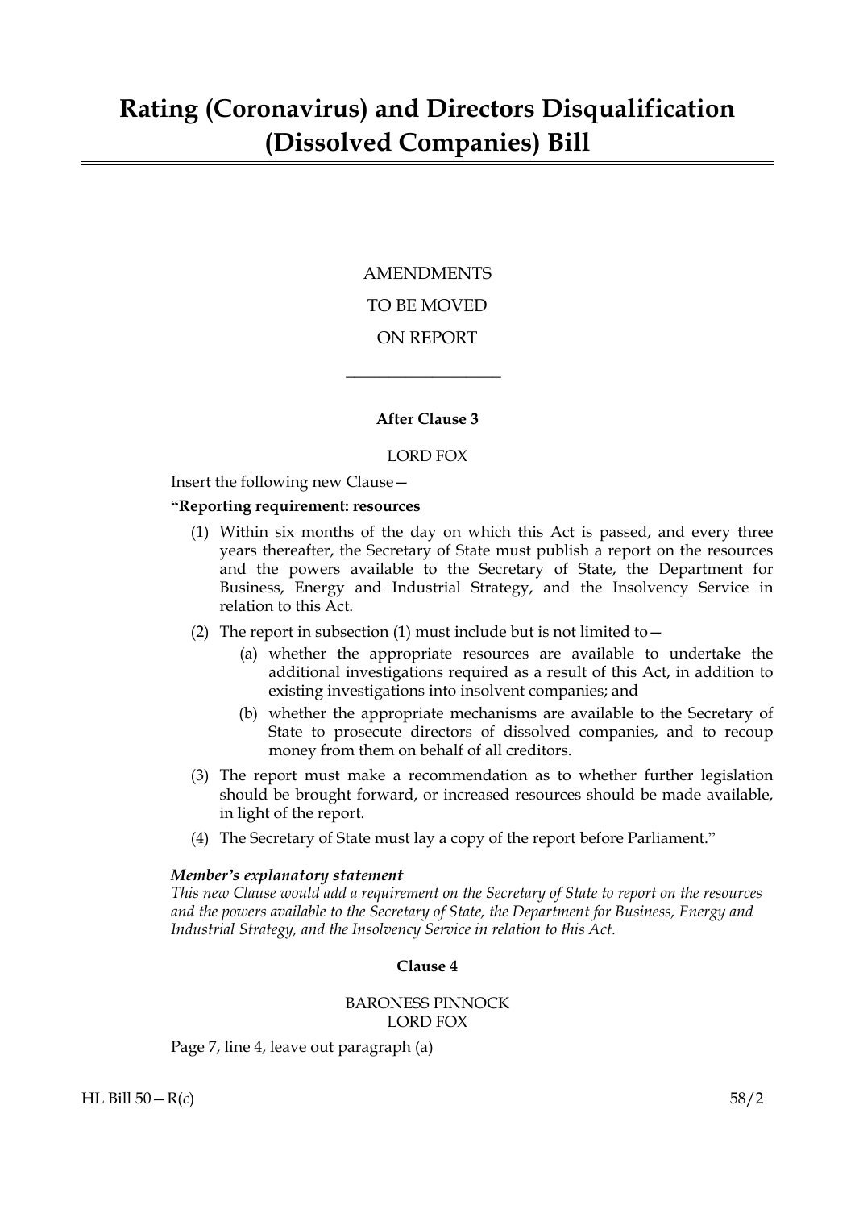# Rating (Coronavirus) and Directors Disqualification (Dissolved Companies) Bill

AMENDMENTS

TO BE MOVED

ON REPORT

---

**After Clause 3**

LORD FOX

Insert the following new Clause—

**"Reporting requirement: resources**

(1) Within six months of the day on which this Act is passed, and every three years thereafter, the Secretary of State must publish a report on the resources and the powers available to the Secretary of State, the Department for Business, Energy and Industrial Strategy, and the Insolvency Service in relation to this Act.

(2) The report in subsection (1) must include but is not limited to—

(a) whether the appropriate resources are available to undertake the additional investigations required as a result of this Act, in addition to existing investigations into insolvent companies; and

(b) whether the appropriate mechanisms are available to the Secretary of State to prosecute directors of dissolved companies, and to recoup money from them on behalf of all creditors.

(3) The report must make a recommendation as to whether further legislation should be brought forward, or increased resources should be made available, in light of the report.

(4) The Secretary of State must lay a copy of the report before Parliament."

***Member's explanatory statement***

*This new Clause would add a requirement on the Secretary of State to report on the resources and the powers available to the Secretary of State, the Department for Business, Energy and Industrial Strategy, and the Insolvency Service in relation to this Act.*

**Clause 4**

BARONESS PINNOCK
LORD FOX

Page 7, line 4, leave out paragraph (a)

HL Bill 50—R(*c*)

58/2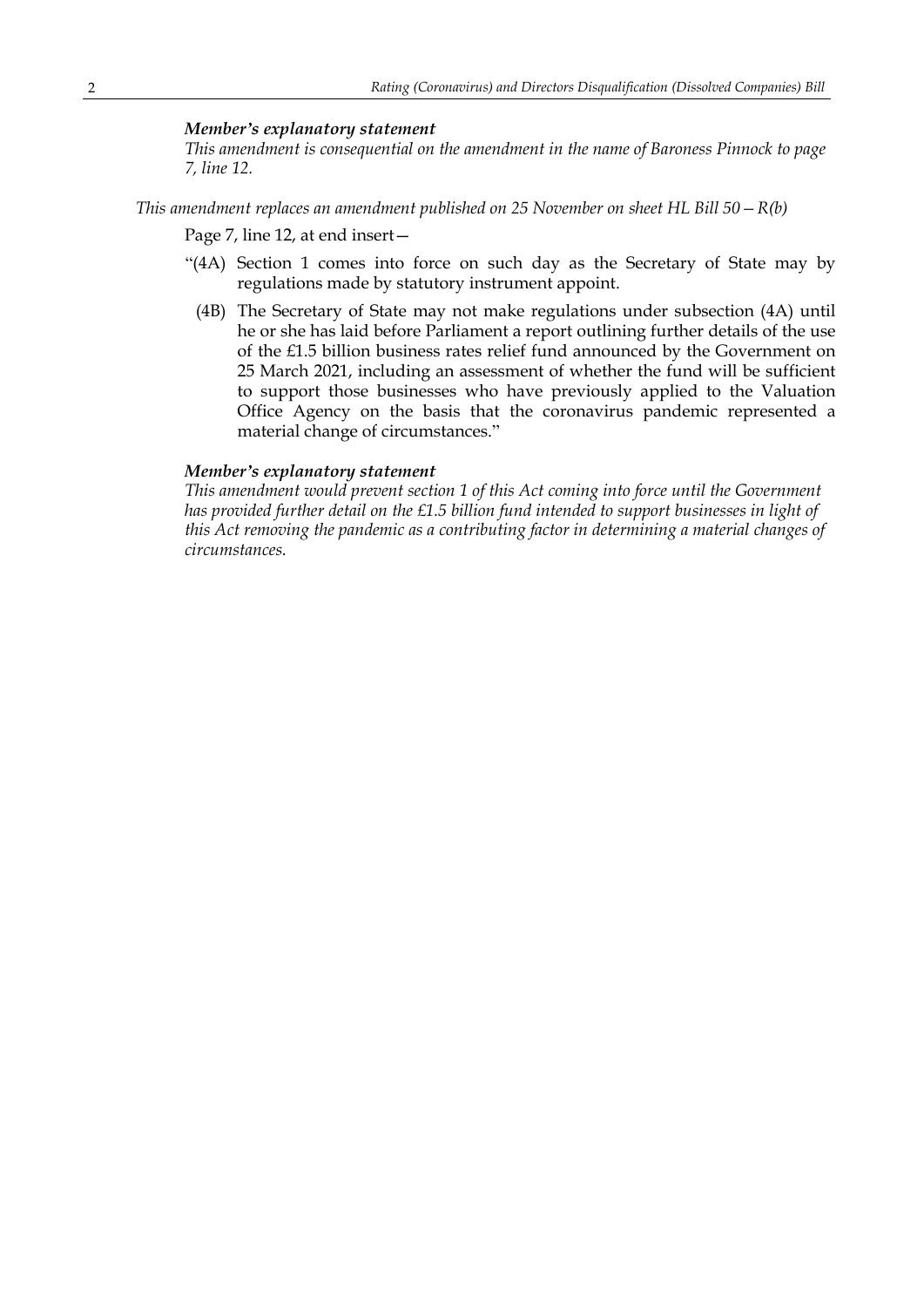***Member's explanatory statement***

*This amendment is consequential on the amendment in the name of Baroness Pinnock to page 7, line 12.*

*This amendment replaces an amendment published on 25 November on sheet HL Bill 50—R(b)*

Page 7, line 12, at end insert—

"(4A) Section 1 comes into force on such day as the Secretary of State may by regulations made by statutory instrument appoint.

(4B) The Secretary of State may not make regulations under subsection (4A) until he or she has laid before Parliament a report outlining further details of the use of the £1.5 billion business rates relief fund announced by the Government on 25 March 2021, including an assessment of whether the fund will be sufficient to support those businesses who have previously applied to the Valuation Office Agency on the basis that the coronavirus pandemic represented a material change of circumstances."

***Member's explanatory statement***

*This amendment would prevent section 1 of this Act coming into force until the Government has provided further detail on the £1.5 billion fund intended to support businesses in light of this Act removing the pandemic as a contributing factor in determining a material changes of circumstances.*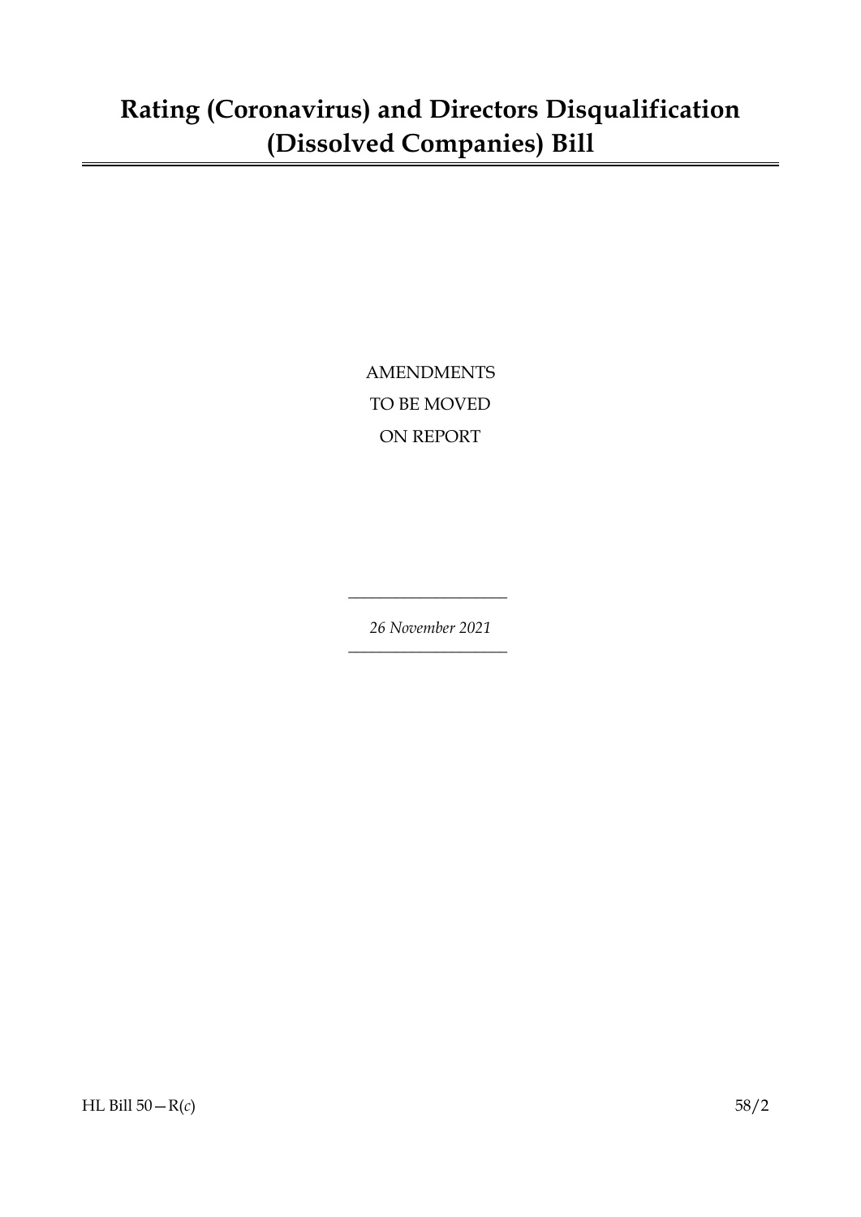# Rating (Coronavirus) and Directors Disqualification (Dissolved Companies) Bill

AMENDMENTS

TO BE MOVED

ON REPORT

---

*26 November 2021*

---

HL Bill 50—R(*c*)

58/2